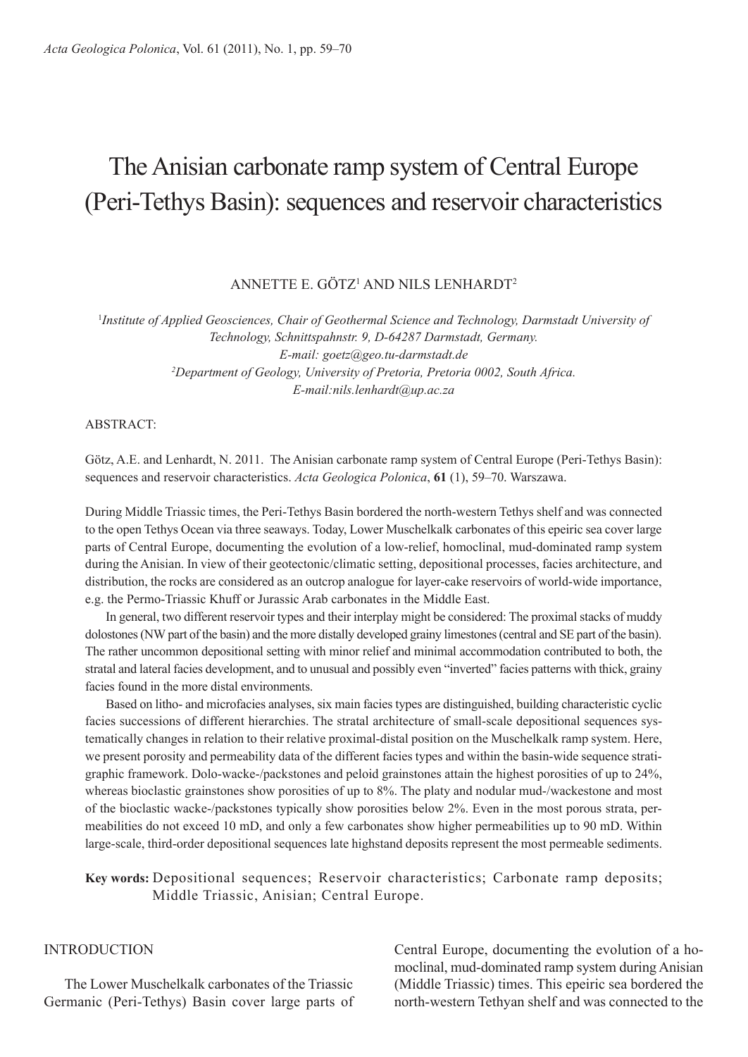# The Anisian carbonate ramp system of Central Europe (Peri-Tethys Basin): sequences and reservoir characteristics

ANNETTE E. GÖTZ[1] AND NILS LENHARDT[2]

[1] *Institute of Applied Geosciences, Chair of Geothermal Science and Technology, Darmstadt University of Technology, Schnittspahnstr. 9, D-64287 Darmstadt, Germany. E-mail: goetz@geo.tu-darmstadt.de*

[2] *Department of Geology, University of Pretoria, Pretoria 0002, South Africa. E-mail:nils.lenhardt@up.ac.za*

## ABSTRACT:

Götz, A.E. and Lenhardt, N. 2011. The Anisian carbonate ramp system of Central Europe (Peri-Tethys Basin): sequences and reservoir characteristics. *Acta Geologica Polonica*, **61** (1), 59–70. Warszawa.

During Middle Triassic times, the Peri-Tethys Basin bordered the north-western Tethys shelf and was connected to the open Tethys Ocean via three seaways. Today, Lower Muschelkalk carbonates of this epeiric sea cover large parts of Central Europe, documenting the evolution of a low-relief, homoclinal, mud-dominated ramp system during the Anisian. In view of their geotectonic/climatic setting, depositional processes, facies architecture, and distribution, the rocks are considered as an outcrop analogue for layer-cake reservoirs of world-wide importance, e.g. the Permo-Triassic Khuff or Jurassic Arab carbonates in the Middle East.

In general, two different reservoir types and their interplay might be considered: The proximal stacks of muddy dolostones (NW part of the basin) and the more distally developed grainy limestones (central and SE part of the basin). The rather uncommon depositional setting with minor relief and minimal accommodation contributed to both, the stratal and lateral facies development, and to unusual and possibly even "inverted" facies patterns with thick, grainy facies found in the more distal environments.

Based on litho- and microfacies analyses, six main facies types are distinguished, building characteristic cyclic facies successions of different hierarchies. The stratal architecture of small-scale depositional sequences systematically changes in relation to their relative proximal-distal position on the Muschelkalk ramp system. Here, we present porosity and permeability data of the different facies types and within the basin-wide sequence stratigraphic framework. Dolo-wacke-/packstones and peloid grainstones attain the highest porosities of up to 24%, whereas bioclastic grainstones show porosities of up to 8%. The platy and nodular mud-/wackestone and most of the bioclastic wacke-/packstones typically show porosities below 2%. Even in the most porous strata, permeabilities do not exceed 10 mD, and only a few carbonates show higher permeabilities up to 90 mD. Within large-scale, third-order depositional sequences late highstand deposits represent the most permeable sediments.

**Key words:** Depositional sequences; Reservoir characteristics; Carbonate ramp deposits; Middle Triassic, Anisian; Central Europe.

## INTRODUCTION

The Lower Muschelkalk carbonates of the Triassic Germanic (Peri-Tethys) Basin cover large parts of Central Europe, documenting the evolution of a homoclinal, mud-dominated ramp system during Anisian (Middle Triassic) times. This epeiric sea bordered the north-western Tethyan shelf and was connected to the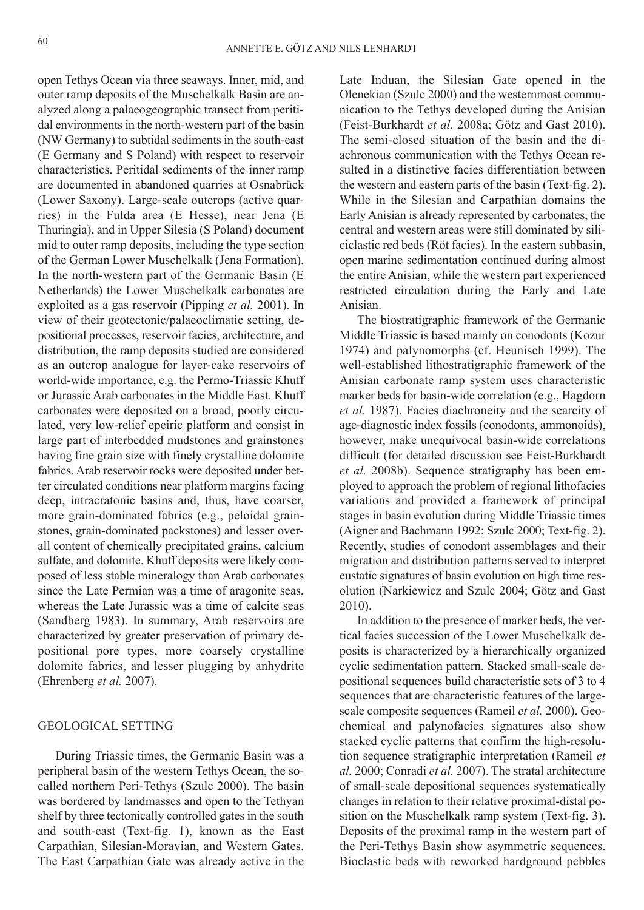open Tethys Ocean via three seaways. Inner, mid, and outer ramp deposits of the Muschelkalk Basin are analyzed along a palaeogeographic transect from peritidal environments in the north-western part of the basin (NW Germany) to subtidal sediments in the south-east (E Germany and S Poland) with respect to reservoir characteristics. Peritidal sediments of the inner ramp are documented in abandoned quarries at Osnabrück (Lower Saxony). Large-scale outcrops (active quarries) in the Fulda area (E Hesse), near Jena (E Thuringia), and in Upper Silesia (S Poland) document mid to outer ramp deposits, including the type section of the German Lower Muschelkalk (Jena Formation). In the north-western part of the Germanic Basin (E Netherlands) the Lower Muschelkalk carbonates are exploited as a gas reservoir (Pipping *et al.* 2001). In view of their geotectonic/palaeoclimatic setting, depositional processes, reservoir facies, architecture, and distribution, the ramp deposits studied are considered as an outcrop analogue for layer-cake reservoirs of world-wide importance, e.g. the Permo-Triassic Khuff or Jurassic Arab carbonates in the Middle East. Khuff carbonates were deposited on a broad, poorly circulated, very low-relief epeiric platform and consist in large part of interbedded mudstones and grainstones having fine grain size with finely crystalline dolomite fabrics. Arab reservoir rocks were deposited under better circulated conditions near platform margins facing deep, intracratonic basins and, thus, have coarser, more grain-dominated fabrics (e.g., peloidal grainstones, grain-dominated packstones) and lesser overall content of chemically precipitated grains, calcium sulfate, and dolomite. Khuff deposits were likely composed of less stable mineralogy than Arab carbonates since the Late Permian was a time of aragonite seas, whereas the Late Jurassic was a time of calcite seas (Sandberg 1983). In summary, Arab reservoirs are characterized by greater preservation of primary depositional pore types, more coarsely crystalline dolomite fabrics, and lesser plugging by anhydrite (Ehrenberg *et al.* 2007).

## GEOLOGICAL SETTING

During Triassic times, the Germanic Basin was a peripheral basin of the western Tethys Ocean, the so-called northern Peri-Tethys (Szulc 2000). The basin was bordered by landmasses and open to the Tethyan shelf by three tectonically controlled gates in the south and south-east (Text-fig. 1), known as the East Carpathian, Silesian-Moravian, and Western Gates. The East Carpathian Gate was already active in the Late Induan, the Silesian Gate opened in the Olenekian (Szulc 2000) and the westernmost communication to the Tethys developed during the Anisian (Feist-Burkhardt *et al.* 2008a; Götz and Gast 2010). The semi-closed situation of the basin and the diachronous communication with the Tethys Ocean resulted in a distinctive facies differentiation between the western and eastern parts of the basin (Text-fig. 2). While in the Silesian and Carpathian domains the Early Anisian is already represented by carbonates, the central and western areas were still dominated by siliciclastic red beds (Röt facies). In the eastern subbasin, open marine sedimentation continued during almost the entire Anisian, while the western part experienced restricted circulation during the Early and Late Anisian.

The biostratigraphic framework of the Germanic Middle Triassic is based mainly on conodonts (Kozur 1974) and palynomorphs (cf. Heunisch 1999). The well-established lithostratigraphic framework of the Anisian carbonate ramp system uses characteristic marker beds for basin-wide correlation (e.g., Hagdorn *et al.* 1987). Facies diachroneity and the scarcity of age-diagnostic index fossils (conodonts, ammonoids), however, make unequivocal basin-wide correlations difficult (for detailed discussion see Feist-Burkhardt *et al.* 2008b). Sequence stratigraphy has been employed to approach the problem of regional lithofacies variations and provided a framework of principal stages in basin evolution during Middle Triassic times (Aigner and Bachmann 1992; Szulc 2000; Text-fig. 2). Recently, studies of conodont assemblages and their migration and distribution patterns served to interpret eustatic signatures of basin evolution on high time resolution (Narkiewicz and Szulc 2004; Götz and Gast 2010).

In addition to the presence of marker beds, the vertical facies succession of the Lower Muschelkalk deposits is characterized by a hierarchically organized cyclic sedimentation pattern. Stacked small-scale depositional sequences build characteristic sets of 3 to 4 sequences that are characteristic features of the large-scale composite sequences (Rameil *et al.* 2000). Geochemical and palynofacies signatures also show stacked cyclic patterns that confirm the high-resolution sequence stratigraphic interpretation (Rameil *et al.* 2000; Conradi *et al.* 2007). The stratal architecture of small-scale depositional sequences systematically changes in relation to their relative proximal-distal position on the Muschelkalk ramp system (Text-fig. 3). Deposits of the proximal ramp in the western part of the Peri-Tethys Basin show asymmetric sequences. Bioclastic beds with reworked hardground pebbles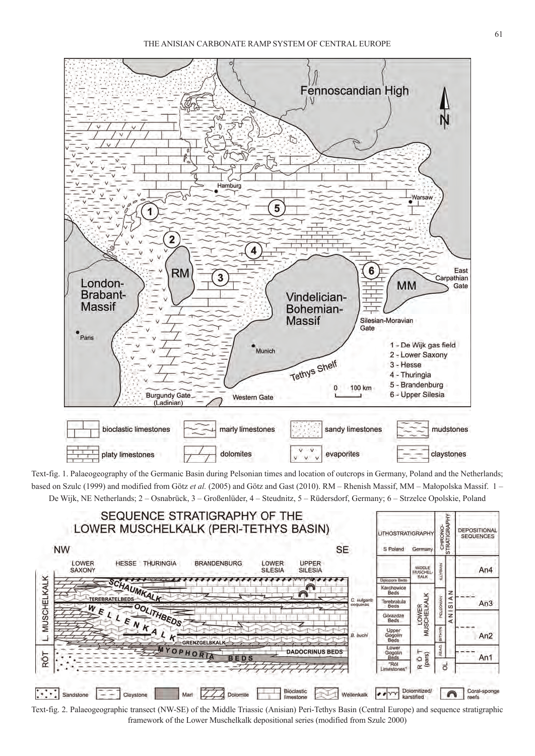Text-fig. 1. Palaeogeography of the Germanic Basin during Pelsonian times and location of outcrops in Germany, Poland and the Netherlands; based on Szulc (1999) and modified from Götz *et al.* (2005) and Götz and Gast (2010). RM – Rhenish Massif, MM – Małopolska Massif. 1 – De Wijk, NE Netherlands; 2 – Osnabrück, 3 – Großenlüder, 4 – Steudnitz, 5 – Rüdersdorf, Germany; 6 – Strzelce Opolskie, Poland

Text-fig. 2. Palaeogeographic transect (NW-SE) of the Middle Triassic (Anisian) Peri-Tethys Basin (Central Europe) and sequence stratigraphic framework of the Lower Muschelkalk depositional series (modified from Szulc 2000)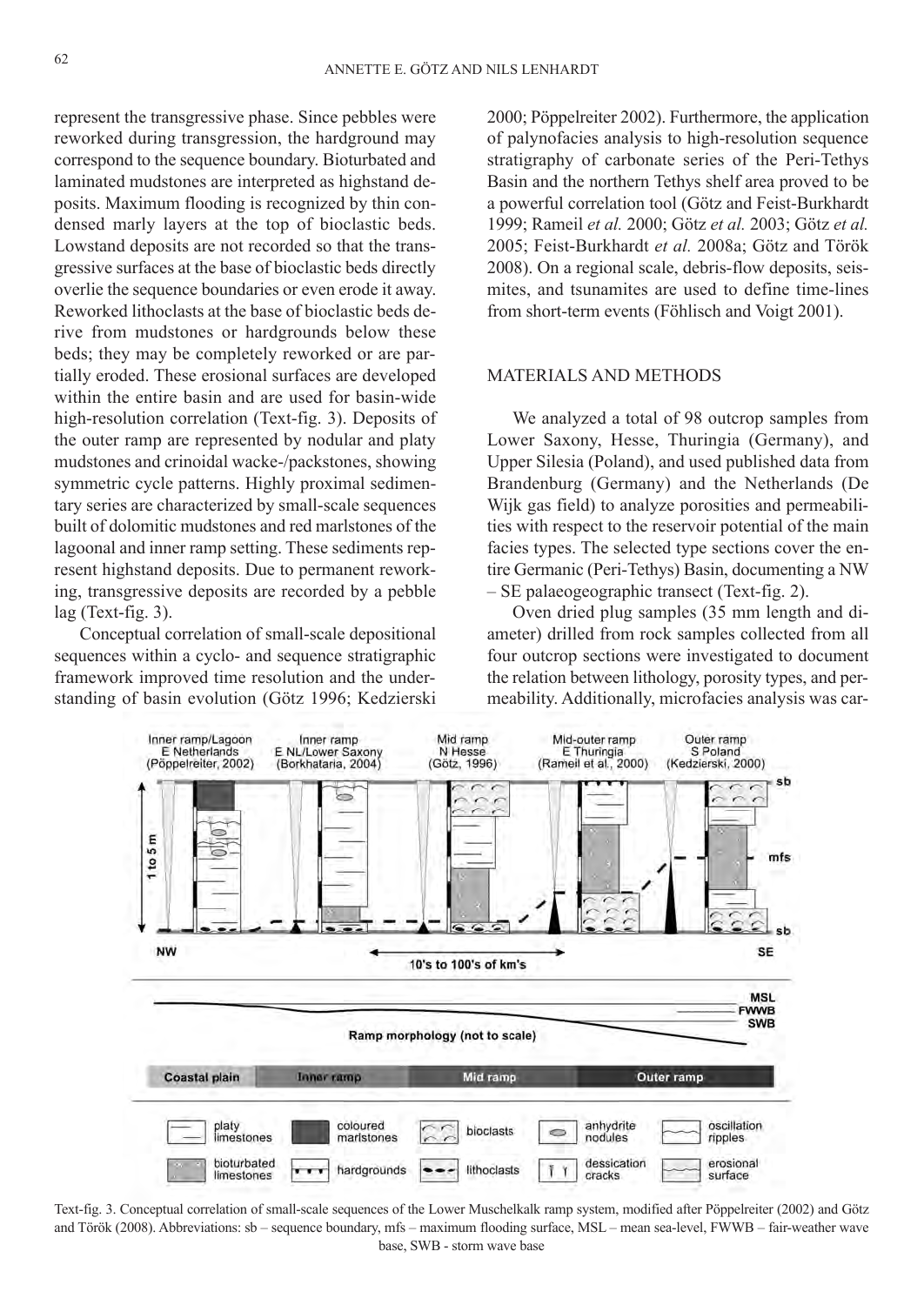represent the transgressive phase. Since pebbles were reworked during transgression, the hardground may correspond to the sequence boundary. Bioturbated and laminated mudstones are interpreted as highstand deposits. Maximum flooding is recognized by thin condensed marly layers at the top of bioclastic beds. Lowstand deposits are not recorded so that the transgressive surfaces at the base of bioclastic beds directly overlie the sequence boundaries or even erode it away. Reworked lithoclasts at the base of bioclastic beds derive from mudstones or hardgrounds below these beds; they may be completely reworked or are partially eroded. These erosional surfaces are developed within the entire basin and are used for basin-wide high-resolution correlation (Text-fig. 3). Deposits of the outer ramp are represented by nodular and platy mudstones and crinoidal wacke-/packstones, showing symmetric cycle patterns. Highly proximal sedimentary series are characterized by small-scale sequences built of dolomitic mudstones and red marlstones of the lagoonal and inner ramp setting. These sediments represent highstand deposits. Due to permanent reworking, transgressive deposits are recorded by a pebble lag (Text-fig. 3).

Conceptual correlation of small-scale depositional sequences within a cyclo- and sequence stratigraphic framework improved time resolution and the understanding of basin evolution (Götz 1996; Kedzierski 2000; Pöppelreiter 2002). Furthermore, the application of palynofacies analysis to high-resolution sequence stratigraphy of carbonate series of the Peri-Tethys Basin and the northern Tethys shelf area proved to be a powerful correlation tool (Götz and Feist-Burkhardt 1999; Rameil *et al.* 2000; Götz *et al.* 2003; Götz *et al.* 2005; Feist-Burkhardt *et al.* 2008a; Götz and Török 2008). On a regional scale, debris-flow deposits, seismites, and tsunamites are used to define time-lines from short-term events (Föhlisch and Voigt 2001).

## MATERIALS AND METHODS

We analyzed a total of 98 outcrop samples from Lower Saxony, Hesse, Thuringia (Germany), and Upper Silesia (Poland), and used published data from Brandenburg (Germany) and the Netherlands (De Wijk gas field) to analyze porosities and permeabilities with respect to the reservoir potential of the main facies types. The selected type sections cover the entire Germanic (Peri-Tethys) Basin, documenting a NW – SE palaeogeographic transect (Text-fig. 2).

Oven dried plug samples (35 mm length and diameter) drilled from rock samples collected from all four outcrop sections were investigated to document the relation between lithology, porosity types, and permeability. Additionally, microfacies analysis was car-

Text-fig. 3. Conceptual correlation of small-scale sequences of the Lower Muschelkalk ramp system, modified after Pöppelreiter (2002) and Götz and Török (2008). Abbreviations: sb – sequence boundary, mfs – maximum flooding surface, MSL – mean sea-level, FWWB – fair-weather wave base, SWB - storm wave base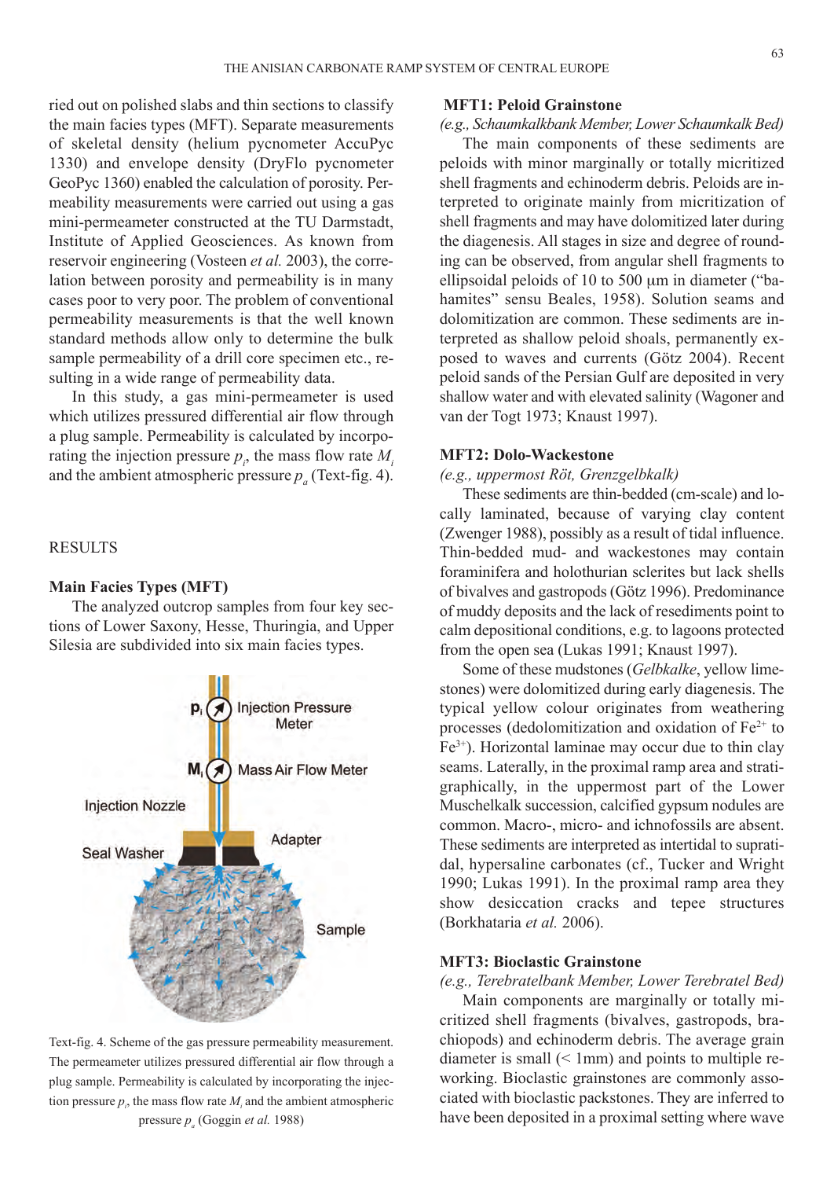ried out on polished slabs and thin sections to classify the main facies types (MFT). Separate measurements of skeletal density (helium pycnometer AccuPyc 1330) and envelope density (DryFlo pycnometer GeoPyc 1360) enabled the calculation of porosity. Permeability measurements were carried out using a gas mini-permeameter constructed at the TU Darmstadt, Institute of Applied Geosciences. As known from reservoir engineering (Vosteen *et al.* 2003), the correlation between porosity and permeability is in many cases poor to very poor. The problem of conventional permeability measurements is that the well known standard methods allow only to determine the bulk sample permeability of a drill core specimen etc., resulting in a wide range of permeability data.

In this study, a gas mini-permeameter is used which utilizes pressured differential air flow through a plug sample. Permeability is calculated by incorporating the injection pressure $p_i$, the mass flow rate $M_i$ and the ambient atmospheric pressure $p_a$ (Text-fig. 4).

## RESULTS

### Main Facies Types (MFT)

The analyzed outcrop samples from four key sections of Lower Saxony, Hesse, Thuringia, and Upper Silesia are subdivided into six main facies types.

Text-fig. 4. Scheme of the gas pressure permeability measurement. The permeameter utilizes pressured differential air flow through a plug sample. Permeability is calculated by incorporating the injection pressure $p_i$, the mass flow rate $M_i$ and the ambient atmospheric pressure $p_a$ (Goggin *et al.* 1988)

#### MFT1: Peloid Grainstone

*(e.g., Schaumkalkbank Member, Lower Schaumkalk Bed)*

The main components of these sediments are peloids with minor marginally or totally micritized shell fragments and echinoderm debris. Peloids are interpreted to originate mainly from micritization of shell fragments and may have dolomitized later during the diagenesis. All stages in size and degree of rounding can be observed, from angular shell fragments to ellipsoidal peloids of 10 to 500 μm in diameter ("bahamites" sensu Beales, 1958). Solution seams and dolomitization are common. These sediments are interpreted as shallow peloid shoals, permanently exposed to waves and currents (Götz 2004). Recent peloid sands of the Persian Gulf are deposited in very shallow water and with elevated salinity (Wagoner and van der Togt 1973; Knaust 1997).

#### MFT2: Dolo-Wackestone

*(e.g., uppermost Röt, Grenzgelbkalk)*

These sediments are thin-bedded (cm-scale) and locally laminated, because of varying clay content (Zwenger 1988), possibly as a result of tidal influence. Thin-bedded mud- and wackestones may contain foraminifera and holothurian sclerites but lack shells of bivalves and gastropods (Götz 1996). Predominance of muddy deposits and the lack of resediments point to calm depositional conditions, e.g. to lagoons protected from the open sea (Lukas 1991; Knaust 1997).

Some of these mudstones (*Gelbkalke*, yellow limestones) were dolomitized during early diagenesis. The typical yellow colour originates from weathering processes (dedolomitization and oxidation of $Fe^{2+}$ to $Fe^{3+}$). Horizontal laminae may occur due to thin clay seams. Laterally, in the proximal ramp area and stratigraphically, in the uppermost part of the Lower Muschelkalk succession, calcified gypsum nodules are common. Macro-, micro- and ichnofossils are absent. These sediments are interpreted as intertidal to supratidal, hypersaline carbonates (cf., Tucker and Wright 1990; Lukas 1991). In the proximal ramp area they show desiccation cracks and tepee structures (Borkhataria *et al.* 2006).

#### MFT3: Bioclastic Grainstone

*(e.g., Terebratelbank Member, Lower Terebratel Bed)*

Main components are marginally or totally micritized shell fragments (bivalves, gastropods, brachiopods) and echinoderm debris. The average grain diameter is small (< 1mm) and points to multiple reworking. Bioclastic grainstones are commonly associated with bioclastic packstones. They are inferred to have been deposited in a proximal setting where wave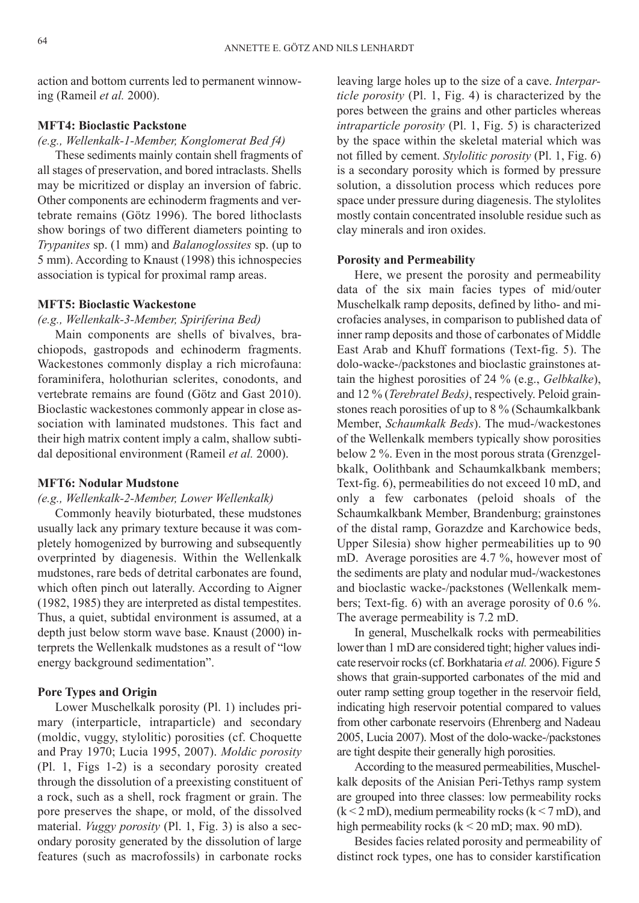action and bottom currents led to permanent winnowing (Rameil *et al.* 2000).

### MFT4: Bioclastic Packstone

*(e.g., Wellenkalk-1-Member, Konglomerat Bed f4)*

These sediments mainly contain shell fragments of all stages of preservation, and bored intraclasts. Shells may be micritized or display an inversion of fabric. Other components are echinoderm fragments and vertebrate remains (Götz 1996). The bored lithoclasts show borings of two different diameters pointing to *Trypanites* sp. (1 mm) and *Balanoglossites* sp. (up to 5 mm). According to Knaust (1998) this ichnospecies association is typical for proximal ramp areas.

### MFT5: Bioclastic Wackestone

*(e.g., Wellenkalk-3-Member, Spiriferina Bed)*

Main components are shells of bivalves, brachiopods, gastropods and echinoderm fragments. Wackestones commonly display a rich microfauna: foraminifera, holothurian sclerites, conodonts, and vertebrate remains are found (Götz and Gast 2010). Bioclastic wackestones commonly appear in close association with laminated mudstones. This fact and their high matrix content imply a calm, shallow subtidal depositional environment (Rameil *et al.* 2000).

### MFT6: Nodular Mudstone

*(e.g., Wellenkalk-2-Member, Lower Wellenkalk)*

Commonly heavily bioturbated, these mudstones usually lack any primary texture because it was completely homogenized by burrowing and subsequently overprinted by diagenesis. Within the Wellenkalk mudstones, rare beds of detrital carbonates are found, which often pinch out laterally. According to Aigner (1982, 1985) they are interpreted as distal tempestites. Thus, a quiet, subtidal environment is assumed, at a depth just below storm wave base. Knaust (2000) interprets the Wellenkalk mudstones as a result of "low energy background sedimentation".

### Pore Types and Origin

Lower Muschelkalk porosity (Pl. 1) includes primary (interparticle, intraparticle) and secondary (moldic, vuggy, stylolitic) porosities (cf. Choquette and Pray 1970; Lucia 1995, 2007). *Moldic porosity* (Pl. 1, Figs 1-2) is a secondary porosity created through the dissolution of a preexisting constituent of a rock, such as a shell, rock fragment or grain. The pore preserves the shape, or mold, of the dissolved material. *Vuggy porosity* (Pl. 1, Fig. 3) is also a secondary porosity generated by the dissolution of large features (such as macrofossils) in carbonate rocks leaving large holes up to the size of a cave. *Interparticle porosity* (Pl. 1, Fig. 4) is characterized by the pores between the grains and other particles whereas *intraparticle porosity* (Pl. 1, Fig. 5) is characterized by the space within the skeletal material which was not filled by cement. *Stylolitic porosity* (Pl. 1, Fig. 6) is a secondary porosity which is formed by pressure solution, a dissolution process which reduces pore space under pressure during diagenesis. The stylolites mostly contain concentrated insoluble residue such as clay minerals and iron oxides.

### Porosity and Permeability

Here, we present the porosity and permeability data of the six main facies types of mid/outer Muschelkalk ramp deposits, defined by litho- and microfacies analyses, in comparison to published data of inner ramp deposits and those of carbonates of Middle East Arab and Khuff formations (Text-fig. 5). The dolo-wacke-/packstones and bioclastic grainstones attain the highest porosities of 24 % (e.g., *Gelbkalke*), and 12 % (*Terebratel Beds)*, respectively. Peloid grainstones reach porosities of up to 8 % (Schaumkalkbank Member, *Schaumkalk Beds*). The mud-/wackestones of the Wellenkalk members typically show porosities below 2 %. Even in the most porous strata (Grenzgelbkalk, Oolithbank and Schaumkalkbank members; Text-fig. 6), permeabilities do not exceed 10 mD, and only a few carbonates (peloid shoals of the Schaumkalkbank Member, Brandenburg; grainstones of the distal ramp, Gorazdze and Karchowice beds, Upper Silesia) show higher permeabilities up to 90 mD. Average porosities are 4.7 %, however most of the sediments are platy and nodular mud-/wackestones and bioclastic wacke-/packstones (Wellenkalk members; Text-fig. 6) with an average porosity of 0.6 %. The average permeability is 7.2 mD.

In general, Muschelkalk rocks with permeabilities lower than 1 mD are considered tight; higher values indicate reservoir rocks (cf. Borkhataria *et al.* 2006). Figure 5 shows that grain-supported carbonates of the mid and outer ramp setting group together in the reservoir field, indicating high reservoir potential compared to values from other carbonate reservoirs (Ehrenberg and Nadeau 2005, Lucia 2007). Most of the dolo-wacke-/packstones are tight despite their generally high porosities.

According to the measured permeabilities, Muschelkalk deposits of the Anisian Peri-Tethys ramp system are grouped into three classes: low permeability rocks ($k < 2$ mD), medium permeability rocks ($k < 7$ mD), and high permeability rocks ($k < 20$ mD; max. 90 mD).

Besides facies related porosity and permeability of distinct rock types, one has to consider karstification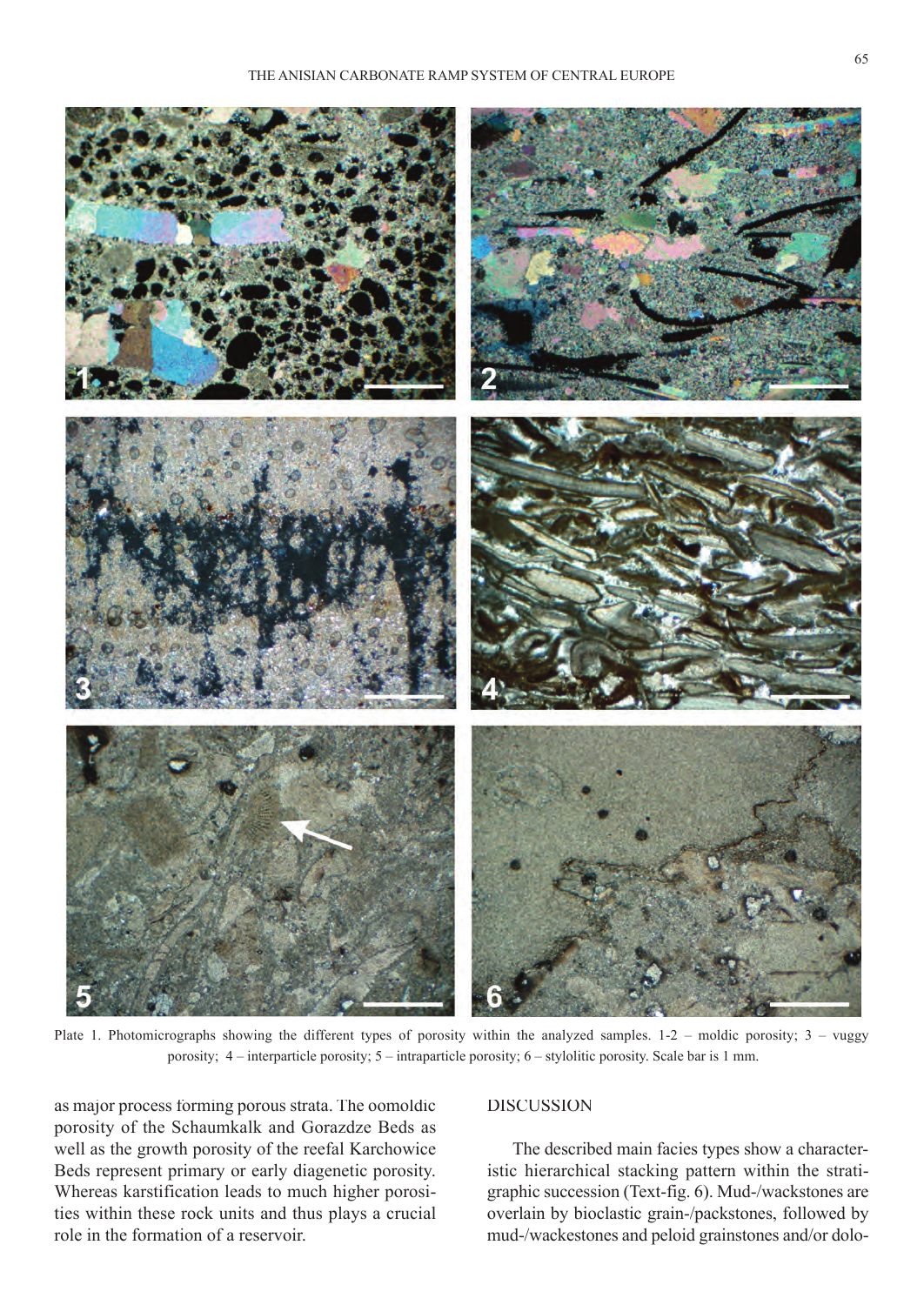Plate 1. Photomicrographs showing the different types of porosity within the analyzed samples. 1-2 – moldic porosity; 3 – vuggy porosity; 4 – interparticle porosity; 5 – intraparticle porosity; 6 – stylolitic porosity. Scale bar is 1 mm.

as major process forming porous strata. The oomoldic porosity of the Schaumkalk and Gorazdze Beds as well as the growth porosity of the reefal Karchowice Beds represent primary or early diagenetic porosity. Whereas karstification leads to much higher porosities within these rock units and thus plays a crucial role in the formation of a reservoir.

## DISCUSSION

The described main facies types show a characteristic hierarchical stacking pattern within the stratigraphic succession (Text-fig. 6). Mud-/wackstones are overlain by bioclastic grain-/packstones, followed by mud-/wackestones and peloid grainstones and/or dolo-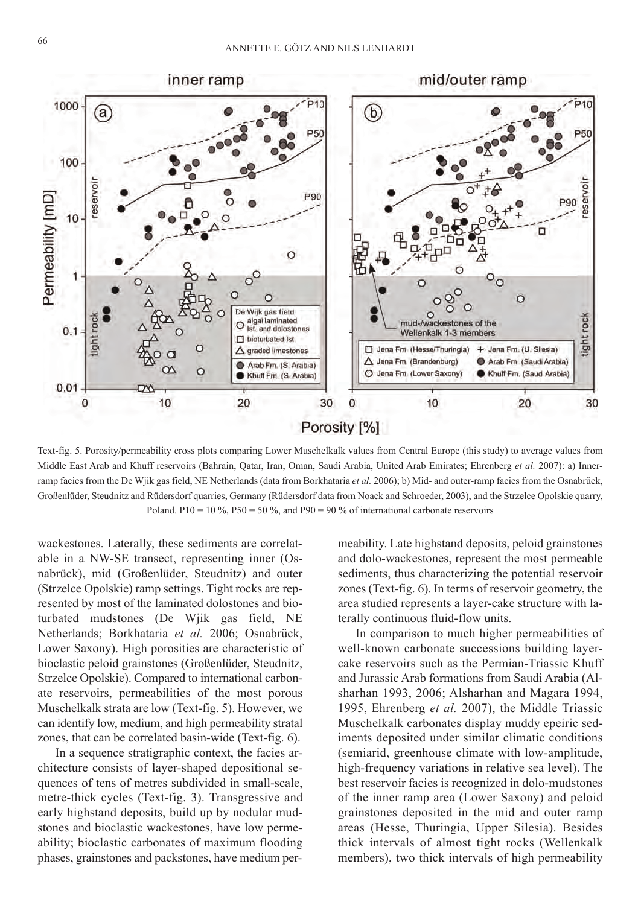Text-fig. 5. Porosity/permeability cross plots comparing Lower Muschelkalk values from Central Europe (this study) to average values from Middle East Arab and Khuff reservoirs (Bahrain, Qatar, Iran, Oman, Saudi Arabia, United Arab Emirates; Ehrenberg *et al.* 2007): a) Inner-ramp facies from the De Wjik gas field, NE Netherlands (data from Borkhataria *et al.* 2006); b) Mid- and outer-ramp facies from the Osnabrück, Großenlüder, Steudnitz and Rüdersdorf quarries, Germany (Rüdersdorf data from Noack and Schroeder, 2003), and the Strzelce Opolskie quarry, Poland. P10 = 10 %, P50 = 50 %, and P90 = 90 % of international carbonate reservoirs

wackestones. Laterally, these sediments are correlatable in a NW-SE transect, representing inner (Osnabrück), mid (Großenlüder, Steudnitz) and outer (Strzelce Opolskie) ramp settings. Tight rocks are represented by most of the laminated dolostones and bioturbated mudstones (De Wjik gas field, NE Netherlands; Borkhataria *et al.* 2006; Osnabrück, Lower Saxony). High porosities are characteristic of bioclastic peloid grainstones (Großenlüder, Steudnitz, Strzelce Opolskie). Compared to international carbonate reservoirs, permeabilities of the most porous Muschelkalk strata are low (Text-fig. 5). However, we can identify low, medium, and high permeability stratal zones, that can be correlated basin-wide (Text-fig. 6).

In a sequence stratigraphic context, the facies architecture consists of layer-shaped depositional sequences of tens of metres subdivided in small-scale, metre-thick cycles (Text-fig. 3). Transgressive and early highstand deposits, build up by nodular mudstones and bioclastic wackestones, have low permeability; bioclastic carbonates of maximum flooding phases, grainstones and packstones, have medium permeability. Late highstand deposits, peloid grainstones and dolo-wackestones, represent the most permeable sediments, thus characterizing the potential reservoir zones (Text-fig. 6). In terms of reservoir geometry, the area studied represents a layer-cake structure with laterally continuous fluid-flow units.

In comparison to much higher permeabilities of well-known carbonate successions building layer-cake reservoirs such as the Permian-Triassic Khuff and Jurassic Arab formations from Saudi Arabia (Alsharhan 1993, 2006; Alsharhan and Magara 1994, 1995, Ehrenberg *et al.* 2007), the Middle Triassic Muschelkalk carbonates display muddy epeiric sediments deposited under similar climatic conditions (semiarid, greenhouse climate with low-amplitude, high-frequency variations in relative sea level). The best reservoir facies is recognized in dolo-mudstones of the inner ramp area (Lower Saxony) and peloid grainstones deposited in the mid and outer ramp areas (Hesse, Thuringia, Upper Silesia). Besides thick intervals of almost tight rocks (Wellenkalk members), two thick intervals of high permeability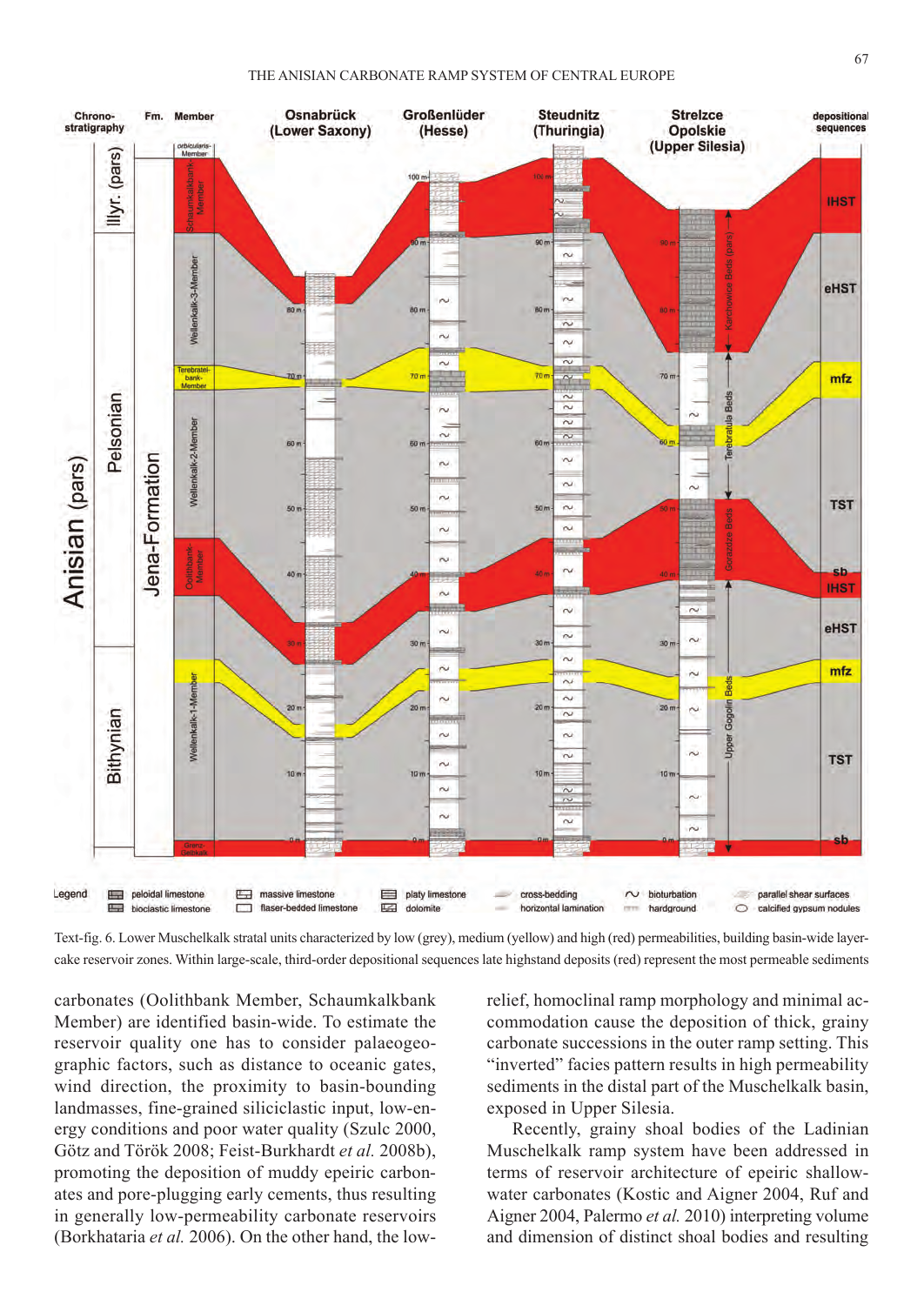Text-fig. 6. Lower Muschelkalk stratal units characterized by low (grey), medium (yellow) and high (red) permeabilities, building basin-wide layer-cake reservoir zones. Within large-scale, third-order depositional sequences late highstand deposits (red) represent the most permeable sediments

carbonates (Oolithbank Member, Schaumkalkbank Member) are identified basin-wide. To estimate the reservoir quality one has to consider palaeogeographic factors, such as distance to oceanic gates, wind direction, the proximity to basin-bounding landmasses, fine-grained siliciclastic input, low-energy conditions and poor water quality (Szulc 2000, Götz and Török 2008; Feist-Burkhardt *et al.* 2008b), promoting the deposition of muddy epeiric carbonates and pore-plugging early cements, thus resulting in generally low-permeability carbonate reservoirs (Borkhataria *et al.* 2006). On the other hand, the low-relief, homoclinal ramp morphology and minimal accommodation cause the deposition of thick, grainy carbonate successions in the outer ramp setting. This "inverted" facies pattern results in high permeability sediments in the distal part of the Muschelkalk basin, exposed in Upper Silesia.

Recently, grainy shoal bodies of the Ladinian Muschelkalk ramp system have been addressed in terms of reservoir architecture of epeiric shallow-water carbonates (Kostic and Aigner 2004, Ruf and Aigner 2004, Palermo *et al.* 2010) interpreting volume and dimension of distinct shoal bodies and resulting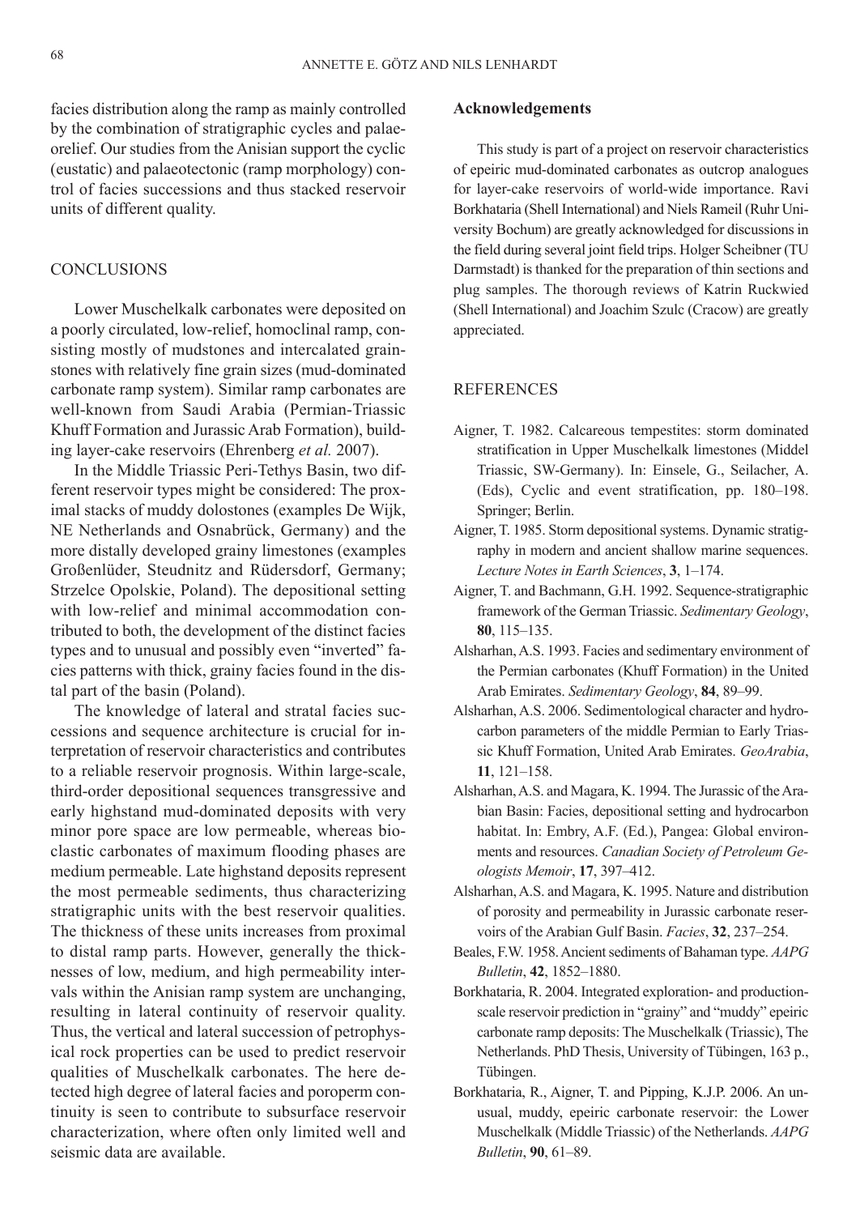facies distribution along the ramp as mainly controlled by the combination of stratigraphic cycles and palaeorelief. Our studies from the Anisian support the cyclic (eustatic) and palaeotectonic (ramp morphology) control of facies successions and thus stacked reservoir units of different quality.

## CONCLUSIONS

Lower Muschelkalk carbonates were deposited on a poorly circulated, low-relief, homoclinal ramp, consisting mostly of mudstones and intercalated grainstones with relatively fine grain sizes (mud-dominated carbonate ramp system). Similar ramp carbonates are well-known from Saudi Arabia (Permian-Triassic Khuff Formation and Jurassic Arab Formation), building layer-cake reservoirs (Ehrenberg *et al.* 2007).

In the Middle Triassic Peri-Tethys Basin, two different reservoir types might be considered: The proximal stacks of muddy dolostones (examples De Wijk, NE Netherlands and Osnabrück, Germany) and the more distally developed grainy limestones (examples Großenlüder, Steudnitz and Rüdersdorf, Germany; Strzelce Opolskie, Poland). The depositional setting with low-relief and minimal accommodation contributed to both, the development of the distinct facies types and to unusual and possibly even "inverted" facies patterns with thick, grainy facies found in the distal part of the basin (Poland).

The knowledge of lateral and stratal facies successions and sequence architecture is crucial for interpretation of reservoir characteristics and contributes to a reliable reservoir prognosis. Within large-scale, third-order depositional sequences transgressive and early highstand mud-dominated deposits with very minor pore space are low permeable, whereas bioclastic carbonates of maximum flooding phases are medium permeable. Late highstand deposits represent the most permeable sediments, thus characterizing stratigraphic units with the best reservoir qualities. The thickness of these units increases from proximal to distal ramp parts. However, generally the thicknesses of low, medium, and high permeability intervals within the Anisian ramp system are unchanging, resulting in lateral continuity of reservoir quality. Thus, the vertical and lateral succession of petrophysical rock properties can be used to predict reservoir qualities of Muschelkalk carbonates. The here detected high degree of lateral facies and poroperm continuity is seen to contribute to subsurface reservoir characterization, where often only limited well and seismic data are available.

### Acknowledgements

This study is part of a project on reservoir characteristics of epeiric mud-dominated carbonates as outcrop analogues for layer-cake reservoirs of world-wide importance. Ravi Borkhataria (Shell International) and Niels Rameil (Ruhr University Bochum) are greatly acknowledged for discussions in the field during several joint field trips. Holger Scheibner (TU Darmstadt) is thanked for the preparation of thin sections and plug samples. The thorough reviews of Katrin Ruckwied (Shell International) and Joachim Szulc (Cracow) are greatly appreciated.

## REFERENCES

Aigner, T. 1982. Calcareous tempestites: storm dominated stratification in Upper Muschelkalk limestones (Middel Triassic, SW-Germany). In: Einsele, G., Seilacher, A. (Eds), Cyclic and event stratification, pp. 180–198. Springer; Berlin.

Aigner, T. 1985. Storm depositional systems. Dynamic stratigraphy in modern and ancient shallow marine sequences. *Lecture Notes in Earth Sciences*, **3**, 1–174.

Aigner, T. and Bachmann, G.H. 1992. Sequence-stratigraphic framework of the German Triassic. *Sedimentary Geology*, **80**, 115–135.

Alsharhan, A.S. 1993. Facies and sedimentary environment of the Permian carbonates (Khuff Formation) in the United Arab Emirates. *Sedimentary Geology*, **84**, 89–99.

Alsharhan, A.S. 2006. Sedimentological character and hydrocarbon parameters of the middle Permian to Early Triassic Khuff Formation, United Arab Emirates. *GeoArabia*, **11**, 121–158.

Alsharhan, A.S. and Magara, K. 1994. The Jurassic of the Arabian Basin: Facies, depositional setting and hydrocarbon habitat. In: Embry, A.F. (Ed.), Pangea: Global environments and resources. *Canadian Society of Petroleum Geologists Memoir*, **17**, 397–412.

Alsharhan, A.S. and Magara, K. 1995. Nature and distribution of porosity and permeability in Jurassic carbonate reservoirs of the Arabian Gulf Basin. *Facies*, **32**, 237–254.

Beales, F.W. 1958. Ancient sediments of Bahaman type. *AAPG Bulletin*, **42**, 1852–1880.

Borkhataria, R. 2004. Integrated exploration- and production-scale reservoir prediction in "grainy" and "muddy" epeiric carbonate ramp deposits: The Muschelkalk (Triassic), The Netherlands. PhD Thesis, University of Tübingen, 163 p., Tübingen.

Borkhataria, R., Aigner, T. and Pipping, K.J.P. 2006. An unusual, muddy, epeiric carbonate reservoir: the Lower Muschelkalk (Middle Triassic) of the Netherlands. *AAPG Bulletin*, **90**, 61–89.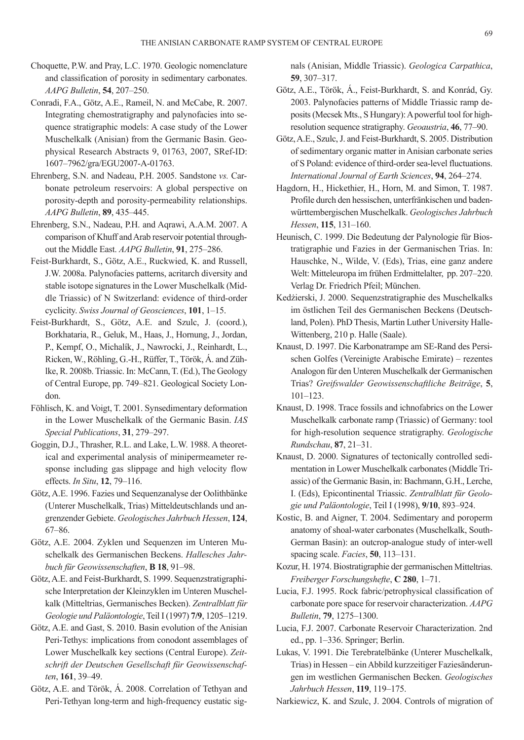Choquette, P.W. and Pray, L.C. 1970. Geologic nomenclature and classification of porosity in sedimentary carbonates. *AAPG Bulletin*, **54**, 207–250.

Conradi, F.A., Götz, A.E., Rameil, N. and McCabe, R. 2007. Integrating chemostratigraphy and palynofacies into sequence stratigraphic models: A case study of the Lower Muschelkalk (Anisian) from the Germanic Basin. Geophysical Research Abstracts 9, 01763, 2007, SRef-ID: 1607–7962/gra/EGU2007-A-01763.

Ehrenberg, S.N. and Nadeau, P.H. 2005. Sandstone *vs.* Carbonate petroleum reservoirs: A global perspective on porosity-depth and porosity-permeability relationships. *AAPG Bulletin*, **89**, 435–445.

Ehrenberg, S.N., Nadeau, P.H. and Aqrawi, A.A.M. 2007. A comparison of Khuff and Arab reservoir potential throughout the Middle East. *AAPG Bulletin*, **91**, 275–286.

Feist-Burkhardt, S., Götz, A.E., Ruckwied, K. and Russell, J.W. 2008a. Palynofacies patterns, acritarch diversity and stable isotope signatures in the Lower Muschelkalk (Middle Triassic) of N Switzerland: evidence of third-order cyclicity. *Swiss Journal of Geosciences*, **101**, 1–15.

Feist-Burkhardt, S., Götz, A.E. and Szulc, J. (coord.), Borkhataria, R., Geluk, M., Haas, J., Hornung, J., Jordan, P., Kempf, O., Michalík, J., Nawrocki, J., Reinhardt, L., Ricken, W., Röhling, G.-H., Rüffer, T., Török, Á. and Zühlke, R. 2008b. Triassic. In: McCann, T. (Ed.), The Geology of Central Europe, pp. 749–821. Geological Society London.

Föhlisch, K. and Voigt, T. 2001. Synsedimentary deformation in the Lower Muschelkalk of the Germanic Basin. *IAS Special Publications*, **31**, 279–297.

Goggin, D.J., Thrasher, R.L. and Lake, L.W. 1988. A theoretical and experimental analysis of minipermeameter response including gas slippage and high velocity flow effects. *In Situ*, **12**, 79–116.

Götz, A.E. 1996. Fazies und Sequenzanalyse der Oolithbänke (Unterer Muschelkalk, Trias) Mitteldeutschlands und angrenzender Gebiete. *Geologisches Jahrbuch Hessen*, **124**, 67–86.

Götz, A.E. 2004. Zyklen und Sequenzen im Unteren Muschelkalk des Germanischen Beckens. *Hallesches Jahrbuch für Geowissenschaften*, **B 18**, 91–98.

Götz, A.E. and Feist-Burkhardt, S. 1999. Sequenzstratigraphische Interpretation der Kleinzyklen im Unteren Muschelkalk (Mitteltrias, Germanisches Becken). *Zentralblatt für Geologie und Paläontologie*, Teil I (1997) **7/9**, 1205–1219.

Götz, A.E. and Gast, S. 2010. Basin evolution of the Anisian Peri-Tethys: implications from conodont assemblages of Lower Muschelkalk key sections (Central Europe). *Zeitschrift der Deutschen Gesellschaft für Geowissenschaften*, **161**, 39–49.

Götz, A.E. and Török, Á. 2008. Correlation of Tethyan and Peri-Tethyan long-term and high-frequency eustatic signals (Anisian, Middle Triassic). *Geologica Carpathica*, **59**, 307–317.

Götz, A.E., Török, Á., Feist-Burkhardt, S. and Konrád, Gy. 2003. Palynofacies patterns of Middle Triassic ramp deposits (Mecsek Mts., S Hungary): A powerful tool for high-resolution sequence stratigraphy. *Geoaustria*, **46**, 77–90.

Götz, A.E., Szulc, J. and Feist-Burkhardt, S. 2005. Distribution of sedimentary organic matter in Anisian carbonate series of S Poland: evidence of third-order sea-level fluctuations. *International Journal of Earth Sciences*, **94**, 264–274.

Hagdorn, H., Hickethier, H., Horn, M. and Simon, T. 1987. Profile durch den hessischen, unterfränkischen und badenwürttembergischen Muschelkalk. *Geologisches Jahrbuch Hessen*, **115**, 131–160.

Heunisch, C. 1999. Die Bedeutung der Palynologie für Biostratigraphie und Fazies in der Germanischen Trias. In: Hauschke, N., Wilde, V. (Eds), Trias, eine ganz andere Welt: Mitteleuropa im frühen Erdmittelalter, pp. 207–220. Verlag Dr. Friedrich Pfeil; München.

Kedżierski, J. 2000. Sequenzstratigraphie des Muschelkalks im östlichen Teil des Germanischen Beckens (Deutschland, Polen). PhD Thesis, Martin Luther University Halle-Wittenberg, 210 p. Halle (Saale).

Knaust, D. 1997. Die Karbonatrampe am SE-Rand des Persischen Golfes (Vereinigte Arabische Emirate) – rezentes Analogon für den Unteren Muschelkalk der Germanischen Trias? *Greifswalder Geowissenschaftliche Beiträge*, **5**, 101–123.

Knaust, D. 1998. Trace fossils and ichnofabrics on the Lower Muschelkalk carbonate ramp (Triassic) of Germany: tool for high-resolution sequence stratigraphy. *Geologische Rundschau*, **87**, 21–31.

Knaust, D. 2000. Signatures of tectonically controlled sedimentation in Lower Muschelkalk carbonates (Middle Triassic) of the Germanic Basin, in: Bachmann, G.H., Lerche, I. (Eds), Epicontinental Triassic. *Zentralblatt für Geologie und Paläontologie*, Teil I (1998), **9/10**, 893–924.

Kostic, B. and Aigner, T. 2004. Sedimentary and poroperm anatomy of shoal-water carbonates (Muschelkalk, South-German Basin): an outcrop-analogue study of inter-well spacing scale. *Facies*, **50**, 113–131.

Kozur, H. 1974. Biostratigraphie der germanischen Mitteltrias. *Freiberger Forschungshefte*, **C 280**, 1–71.

Lucia, F.J. 1995. Rock fabric/petrophysical classification of carbonate pore space for reservoir characterization. *AAPG Bulletin*, **79**, 1275–1300.

Lucia, F.J. 2007. Carbonate Reservoir Characterization. 2nd ed., pp. 1–336. Springer; Berlin.

Lukas, V. 1991. Die Terebratelbänke (Unterer Muschelkalk, Trias) in Hessen – ein Abbild kurzzeitiger Faziesänderungen im westlichen Germanischen Becken. *Geologisches Jahrbuch Hessen*, **119**, 119–175.

Narkiewicz, K. and Szulc, J. 2004. Controls of migration of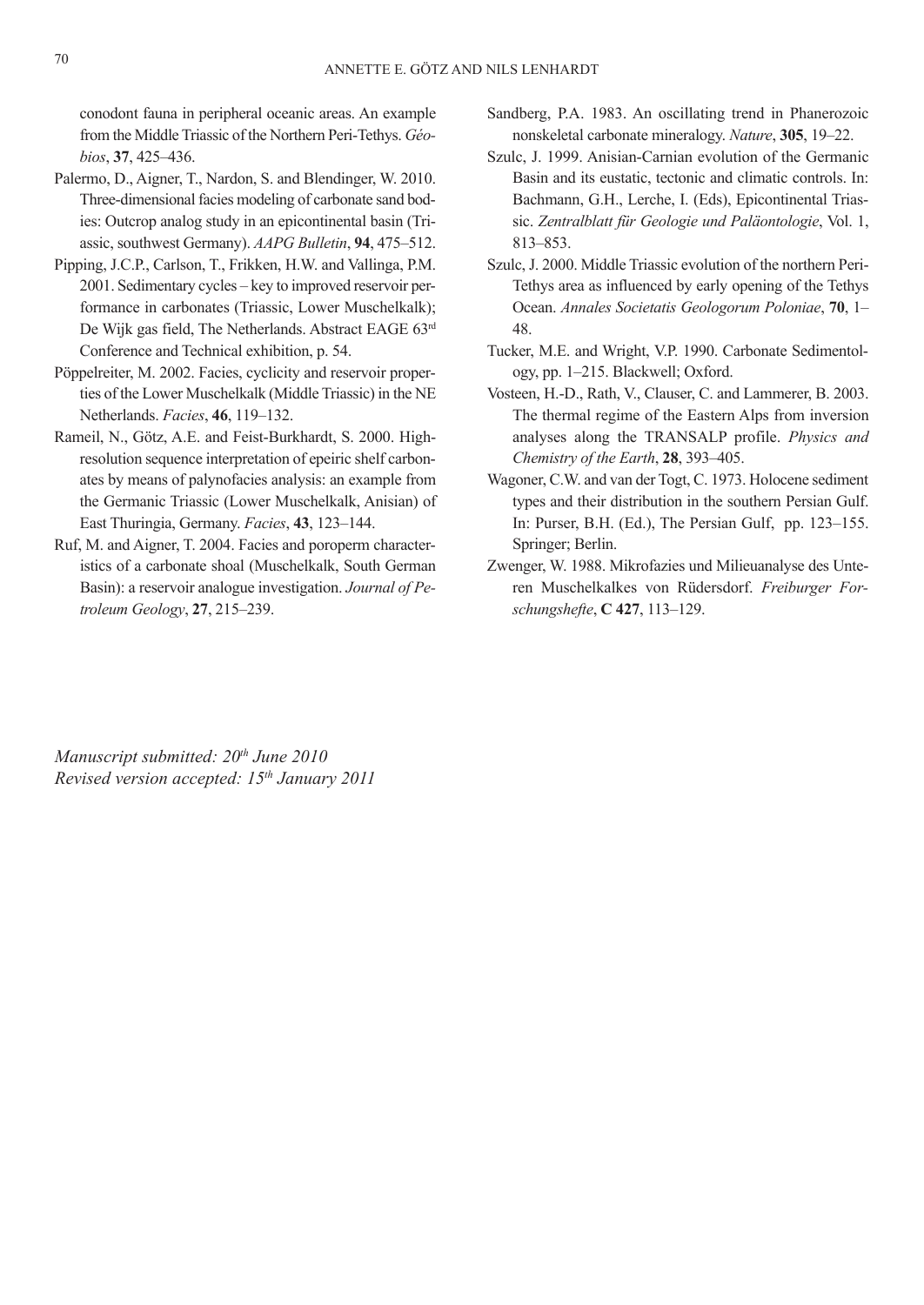conodont fauna in peripheral oceanic areas. An example from the Middle Triassic of the Northern Peri-Tethys. *Géobios*, **37**, 425–436.

Palermo, D., Aigner, T., Nardon, S. and Blendinger, W. 2010. Three-dimensional facies modeling of carbonate sand bodies: Outcrop analog study in an epicontinental basin (Triassic, southwest Germany). *AAPG Bulletin*, **94**, 475–512.

Pipping, J.C.P., Carlson, T., Frikken, H.W. and Vallinga, P.M. 2001. Sedimentary cycles – key to improved reservoir performance in carbonates (Triassic, Lower Muschelkalk); De Wijk gas field, The Netherlands. Abstract EAGE 63rd Conference and Technical exhibition, p. 54.

Pöppelreiter, M. 2002. Facies, cyclicity and reservoir properties of the Lower Muschelkalk (Middle Triassic) in the NE Netherlands. *Facies*, **46**, 119–132.

Rameil, N., Götz, A.E. and Feist-Burkhardt, S. 2000. High-resolution sequence interpretation of epeiric shelf carbonates by means of palynofacies analysis: an example from the Germanic Triassic (Lower Muschelkalk, Anisian) of East Thuringia, Germany. *Facies*, **43**, 123–144.

Ruf, M. and Aigner, T. 2004. Facies and poroperm characteristics of a carbonate shoal (Muschelkalk, South German Basin): a reservoir analogue investigation. *Journal of Petroleum Geology*, **27**, 215–239.

Sandberg, P.A. 1983. An oscillating trend in Phanerozoic nonskeletal carbonate mineralogy. *Nature*, **305**, 19–22.

Szulc, J. 1999. Anisian-Carnian evolution of the Germanic Basin and its eustatic, tectonic and climatic controls. In: Bachmann, G.H., Lerche, I. (Eds), Epicontinental Triassic. *Zentralblatt für Geologie und Paläontologie*, Vol. 1, 813–853.

Szulc, J. 2000. Middle Triassic evolution of the northern Peri-Tethys area as influenced by early opening of the Tethys Ocean. *Annales Societatis Geologorum Poloniae*, **70**, 1–48.

Tucker, M.E. and Wright, V.P. 1990. Carbonate Sedimentology, pp. 1–215. Blackwell; Oxford.

Vosteen, H.-D., Rath, V., Clauser, C. and Lammerer, B. 2003. The thermal regime of the Eastern Alps from inversion analyses along the TRANSALP profile. *Physics and Chemistry of the Earth*, **28**, 393–405.

Wagoner, C.W. and van der Togt, C. 1973. Holocene sediment types and their distribution in the southern Persian Gulf. In: Purser, B.H. (Ed.), The Persian Gulf, pp. 123–155. Springer; Berlin.

Zwenger, W. 1988. Mikrofazies und Milieuanalyse des Unteren Muschelkalkes von Rüdersdorf. *Freiburger Forschungshefte*, **C 427**, 113–129.

*Manuscript submitted: 20th June 2010*
*Revised version accepted: 15th January 2011*